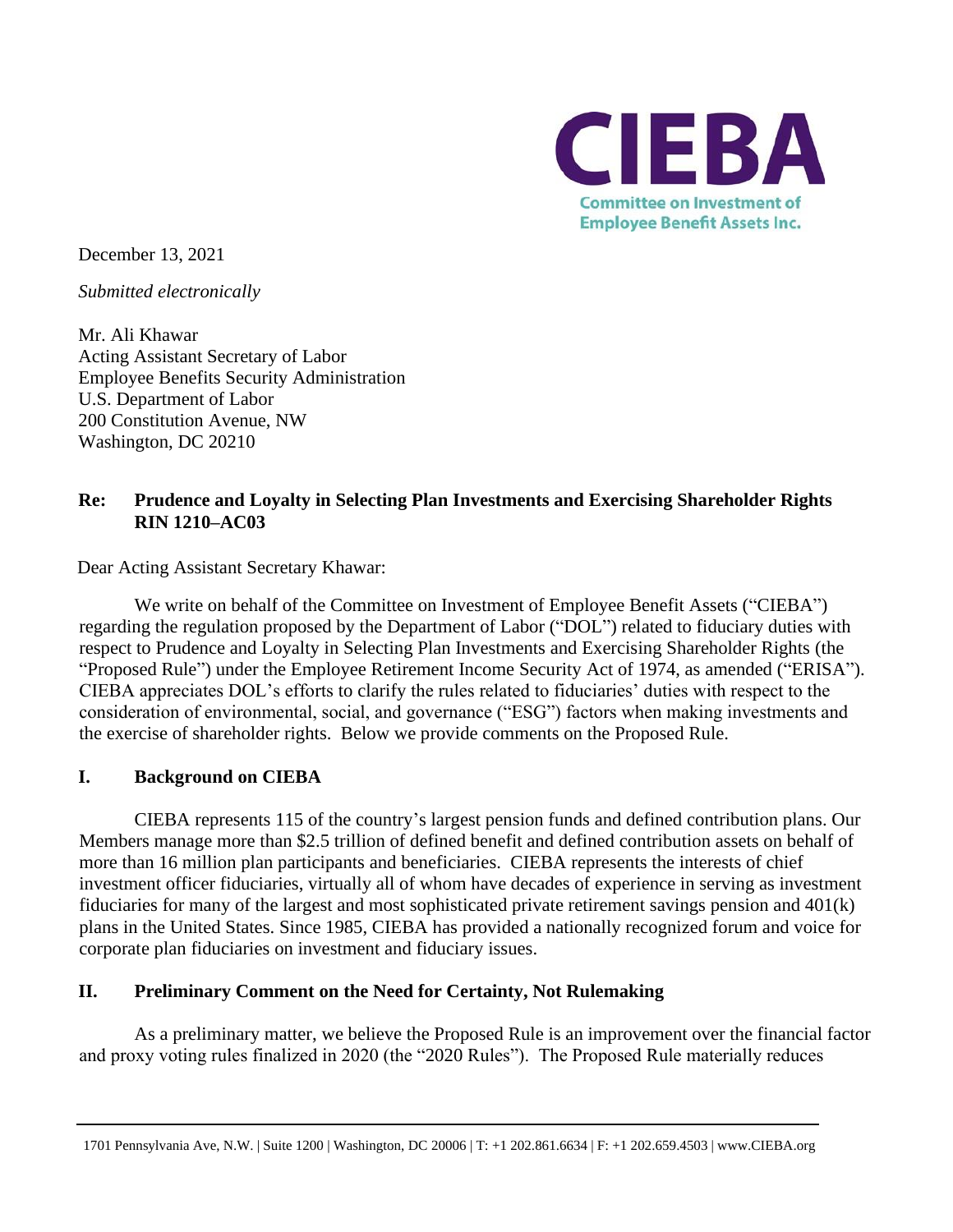CIEBA

Committee on Investment of Employee Benefit Assets Inc.

December 13, 2021

*Submitted electronically*

Mr. Ali Khawar
Acting Assistant Secretary of Labor
Employee Benefits Security Administration
U.S. Department of Labor
200 Constitution Avenue, NW
Washington, DC 20210

**Re: Prudence and Loyalty in Selecting Plan Investments and Exercising Shareholder Rights RIN 1210–AC03**

Dear Acting Assistant Secretary Khawar:

We write on behalf of the Committee on Investment of Employee Benefit Assets ("CIEBA") regarding the regulation proposed by the Department of Labor ("DOL") related to fiduciary duties with respect to Prudence and Loyalty in Selecting Plan Investments and Exercising Shareholder Rights (the "Proposed Rule") under the Employee Retirement Income Security Act of 1974, as amended ("ERISA"). CIEBA appreciates DOL's efforts to clarify the rules related to fiduciaries' duties with respect to the consideration of environmental, social, and governance ("ESG") factors when making investments and the exercise of shareholder rights. Below we provide comments on the Proposed Rule.

## I. Background on CIEBA

CIEBA represents 115 of the country's largest pension funds and defined contribution plans. Our Members manage more than $2.5 trillion of defined benefit and defined contribution assets on behalf of more than 16 million plan participants and beneficiaries. CIEBA represents the interests of chief investment officer fiduciaries, virtually all of whom have decades of experience in serving as investment fiduciaries for many of the largest and most sophisticated private retirement savings pension and 401(k) plans in the United States. Since 1985, CIEBA has provided a nationally recognized forum and voice for corporate plan fiduciaries on investment and fiduciary issues.

## II. Preliminary Comment on the Need for Certainty, Not Rulemaking

As a preliminary matter, we believe the Proposed Rule is an improvement over the financial factor and proxy voting rules finalized in 2020 (the "2020 Rules"). The Proposed Rule materially reduces

1701 Pennsylvania Ave, N.W. | Suite 1200 | Washington, DC 20006 | T: +1 202.861.6634 | F: +1 202.659.4503 | www.CIEBA.org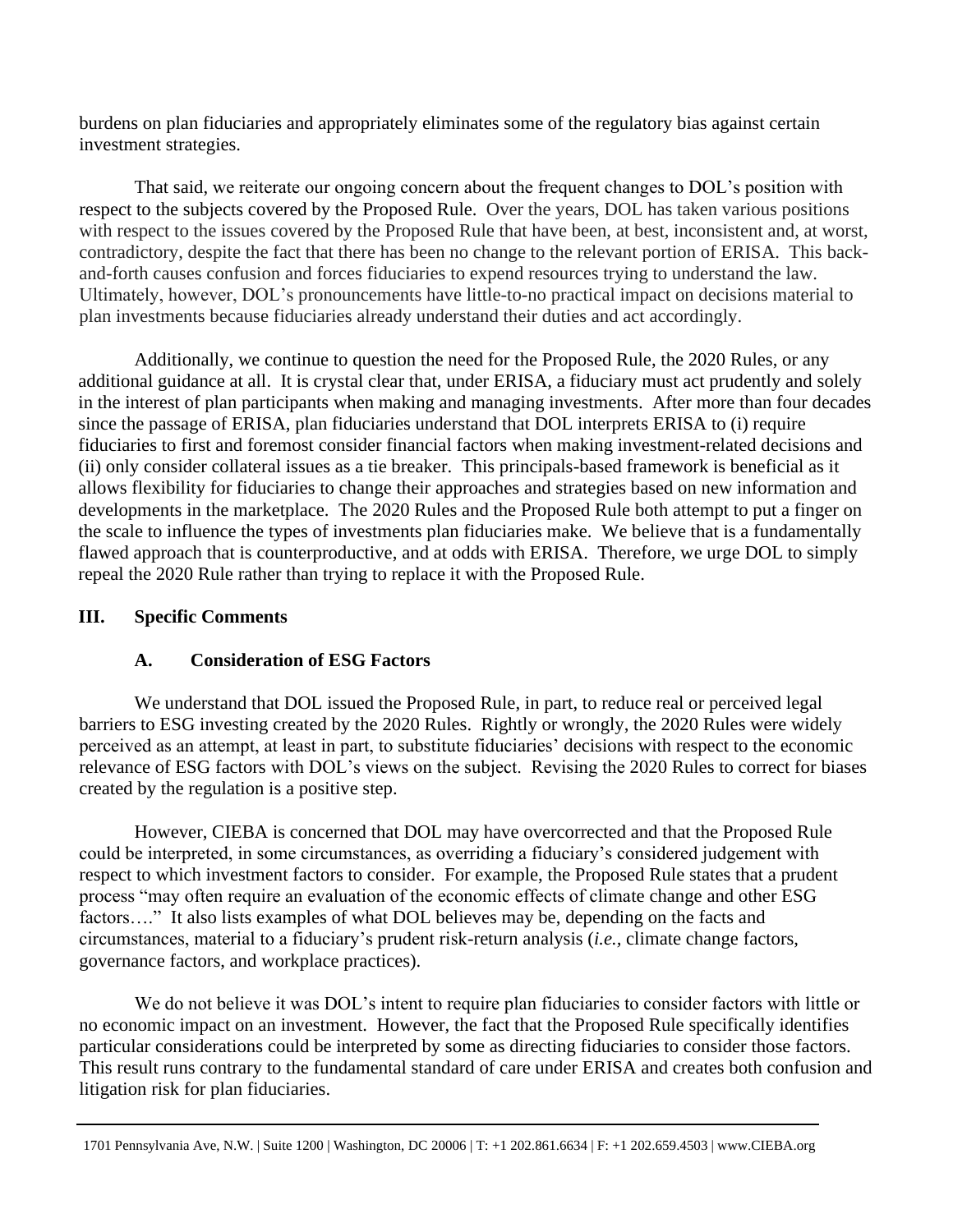burdens on plan fiduciaries and appropriately eliminates some of the regulatory bias against certain investment strategies.

That said, we reiterate our ongoing concern about the frequent changes to DOL's position with respect to the subjects covered by the Proposed Rule. Over the years, DOL has taken various positions with respect to the issues covered by the Proposed Rule that have been, at best, inconsistent and, at worst, contradictory, despite the fact that there has been no change to the relevant portion of ERISA. This back-and-forth causes confusion and forces fiduciaries to expend resources trying to understand the law. Ultimately, however, DOL's pronouncements have little-to-no practical impact on decisions material to plan investments because fiduciaries already understand their duties and act accordingly.

Additionally, we continue to question the need for the Proposed Rule, the 2020 Rules, or any additional guidance at all. It is crystal clear that, under ERISA, a fiduciary must act prudently and solely in the interest of plan participants when making and managing investments. After more than four decades since the passage of ERISA, plan fiduciaries understand that DOL interprets ERISA to (i) require fiduciaries to first and foremost consider financial factors when making investment-related decisions and (ii) only consider collateral issues as a tie breaker. This principals-based framework is beneficial as it allows flexibility for fiduciaries to change their approaches and strategies based on new information and developments in the marketplace. The 2020 Rules and the Proposed Rule both attempt to put a finger on the scale to influence the types of investments plan fiduciaries make. We believe that is a fundamentally flawed approach that is counterproductive, and at odds with ERISA. Therefore, we urge DOL to simply repeal the 2020 Rule rather than trying to replace it with the Proposed Rule.

## III. Specific Comments

### A. Consideration of ESG Factors

We understand that DOL issued the Proposed Rule, in part, to reduce real or perceived legal barriers to ESG investing created by the 2020 Rules. Rightly or wrongly, the 2020 Rules were widely perceived as an attempt, at least in part, to substitute fiduciaries' decisions with respect to the economic relevance of ESG factors with DOL's views on the subject. Revising the 2020 Rules to correct for biases created by the regulation is a positive step.

However, CIEBA is concerned that DOL may have overcorrected and that the Proposed Rule could be interpreted, in some circumstances, as overriding a fiduciary's considered judgement with respect to which investment factors to consider. For example, the Proposed Rule states that a prudent process "may often require an evaluation of the economic effects of climate change and other ESG factors…." It also lists examples of what DOL believes may be, depending on the facts and circumstances, material to a fiduciary's prudent risk-return analysis (*i.e.,* climate change factors, governance factors, and workplace practices).

We do not believe it was DOL's intent to require plan fiduciaries to consider factors with little or no economic impact on an investment. However, the fact that the Proposed Rule specifically identifies particular considerations could be interpreted by some as directing fiduciaries to consider those factors. This result runs contrary to the fundamental standard of care under ERISA and creates both confusion and litigation risk for plan fiduciaries.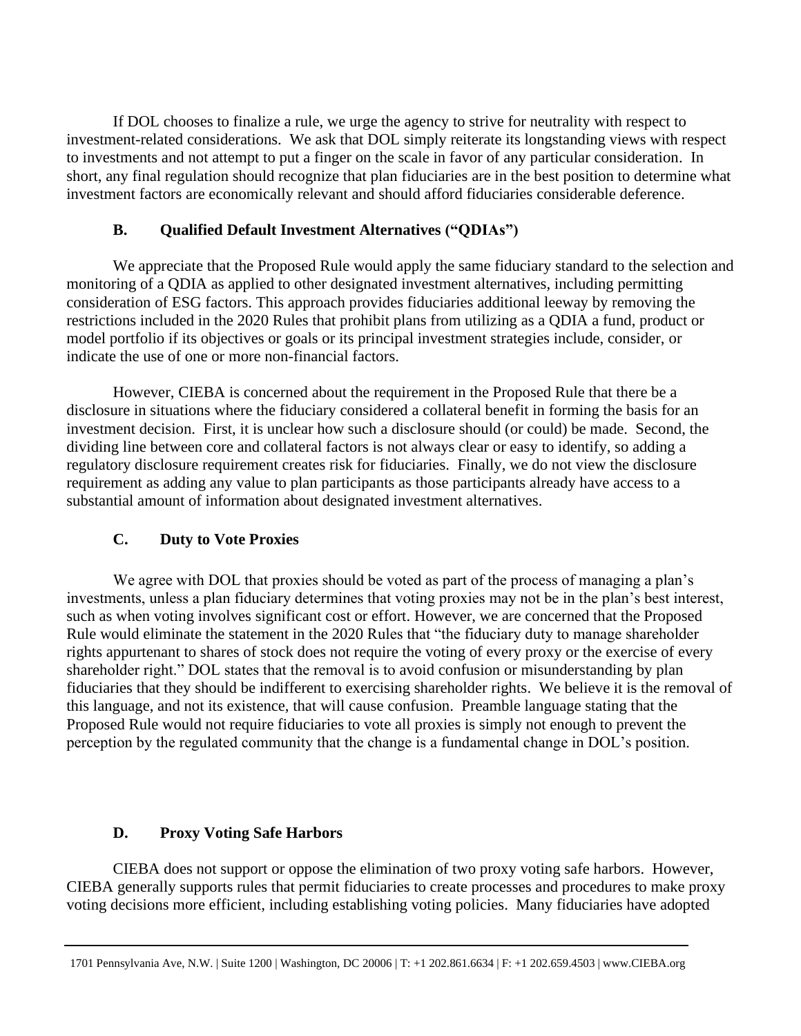If DOL chooses to finalize a rule, we urge the agency to strive for neutrality with respect to investment-related considerations. We ask that DOL simply reiterate its longstanding views with respect to investments and not attempt to put a finger on the scale in favor of any particular consideration. In short, any final regulation should recognize that plan fiduciaries are in the best position to determine what investment factors are economically relevant and should afford fiduciaries considerable deference.

### B. Qualified Default Investment Alternatives ("QDIAs")

We appreciate that the Proposed Rule would apply the same fiduciary standard to the selection and monitoring of a QDIA as applied to other designated investment alternatives, including permitting consideration of ESG factors. This approach provides fiduciaries additional leeway by removing the restrictions included in the 2020 Rules that prohibit plans from utilizing as a QDIA a fund, product or model portfolio if its objectives or goals or its principal investment strategies include, consider, or indicate the use of one or more non-financial factors.

However, CIEBA is concerned about the requirement in the Proposed Rule that there be a disclosure in situations where the fiduciary considered a collateral benefit in forming the basis for an investment decision. First, it is unclear how such a disclosure should (or could) be made. Second, the dividing line between core and collateral factors is not always clear or easy to identify, so adding a regulatory disclosure requirement creates risk for fiduciaries. Finally, we do not view the disclosure requirement as adding any value to plan participants as those participants already have access to a substantial amount of information about designated investment alternatives.

### C. Duty to Vote Proxies

We agree with DOL that proxies should be voted as part of the process of managing a plan's investments, unless a plan fiduciary determines that voting proxies may not be in the plan's best interest, such as when voting involves significant cost or effort. However, we are concerned that the Proposed Rule would eliminate the statement in the 2020 Rules that "the fiduciary duty to manage shareholder rights appurtenant to shares of stock does not require the voting of every proxy or the exercise of every shareholder right." DOL states that the removal is to avoid confusion or misunderstanding by plan fiduciaries that they should be indifferent to exercising shareholder rights. We believe it is the removal of this language, and not its existence, that will cause confusion. Preamble language stating that the Proposed Rule would not require fiduciaries to vote all proxies is simply not enough to prevent the perception by the regulated community that the change is a fundamental change in DOL's position.

### D. Proxy Voting Safe Harbors

CIEBA does not support or oppose the elimination of two proxy voting safe harbors. However, CIEBA generally supports rules that permit fiduciaries to create processes and procedures to make proxy voting decisions more efficient, including establishing voting policies. Many fiduciaries have adopted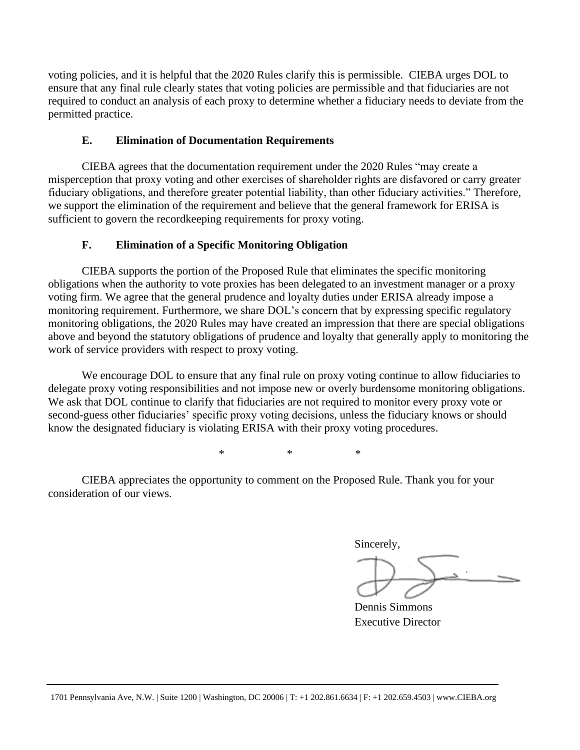voting policies, and it is helpful that the 2020 Rules clarify this is permissible. CIEBA urges DOL to ensure that any final rule clearly states that voting policies are permissible and that fiduciaries are not required to conduct an analysis of each proxy to determine whether a fiduciary needs to deviate from the permitted practice.

### E. Elimination of Documentation Requirements

CIEBA agrees that the documentation requirement under the 2020 Rules "may create a misperception that proxy voting and other exercises of shareholder rights are disfavored or carry greater fiduciary obligations, and therefore greater potential liability, than other fiduciary activities." Therefore, we support the elimination of the requirement and believe that the general framework for ERISA is sufficient to govern the recordkeeping requirements for proxy voting.

### F. Elimination of a Specific Monitoring Obligation

CIEBA supports the portion of the Proposed Rule that eliminates the specific monitoring obligations when the authority to vote proxies has been delegated to an investment manager or a proxy voting firm. We agree that the general prudence and loyalty duties under ERISA already impose a monitoring requirement. Furthermore, we share DOL's concern that by expressing specific regulatory monitoring obligations, the 2020 Rules may have created an impression that there are special obligations above and beyond the statutory obligations of prudence and loyalty that generally apply to monitoring the work of service providers with respect to proxy voting.

We encourage DOL to ensure that any final rule on proxy voting continue to allow fiduciaries to delegate proxy voting responsibilities and not impose new or overly burdensome monitoring obligations. We ask that DOL continue to clarify that fiduciaries are not required to monitor every proxy vote or second-guess other fiduciaries' specific proxy voting decisions, unless the fiduciary knows or should know the designated fiduciary is violating ERISA with their proxy voting procedures.

\* \* \*

CIEBA appreciates the opportunity to comment on the Proposed Rule. Thank you for your consideration of our views.

Sincerely,

Dennis Simmons
Executive Director

1701 Pennsylvania Ave, N.W. | Suite 1200 | Washington, DC 20006 | T: +1 202.861.6634 | F: +1 202.659.4503 | www.CIEBA.org